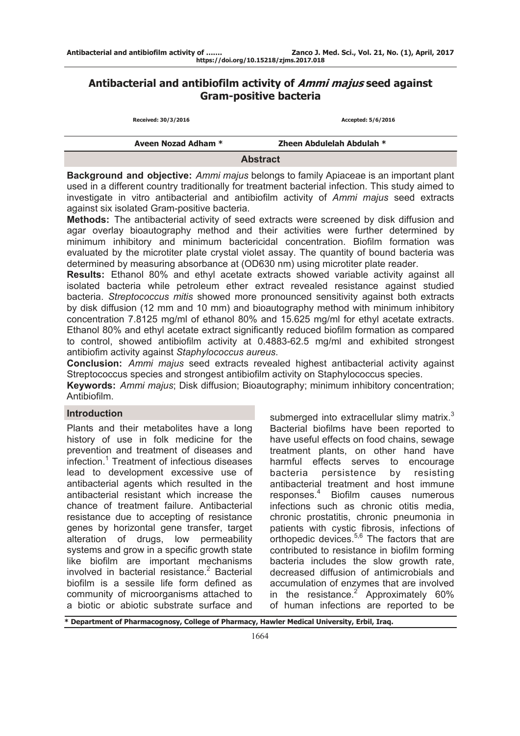# Antibacterial and antibiofilm activity of *Ammi majus* seed against Gram-positive bacteria

**Received: 30/3/2016** **Accepted: 5/6/2016**

**Aveen Nozad Adham *** **Zheen Abdulelah Abdulah ***

## Abstract

**Background and objective:** *Ammi majus* belongs to family Apiaceae is an important plant used in a different country traditionally for treatment bacterial infection. This study aimed to investigate in vitro antibacterial and antibiofilm activity of *Ammi majus* seed extracts against six isolated Gram-positive bacteria.

**Methods:** The antibacterial activity of seed extracts were screened by disk diffusion and agar overlay bioautography method and their activities were further determined by minimum inhibitory and minimum bactericidal concentration. Biofilm formation was evaluated by the microtiter plate crystal violet assay. The quantity of bound bacteria was determined by measuring absorbance at ($OD_{630}$ nm) using microtiter plate reader.

**Results:** Ethanol 80% and ethyl acetate extracts showed variable activity against all isolated bacteria while petroleum ether extract revealed resistance against studied bacteria. *Streptococcus mitis* showed more pronounced sensitivity against both extracts by disk diffusion (12 mm and 10 mm) and bioautography method with minimum inhibitory concentration 7.8125 mg/ml of ethanol 80% and 15.625 mg/ml for ethyl acetate extracts. Ethanol 80% and ethyl acetate extract significantly reduced biofilm formation as compared to control, showed antibiofilm activity at 0.4883-62.5 mg/ml and exhibited strongest antibiofim activity against *Staphylococcus aureus*.

**Conclusion:** *Ammi majus* seed extracts revealed highest antibacterial activity against Streptococcus species and strongest antibiofilm activity on Staphylococcus species.

**Keywords:** *Ammi majus*; Disk diffusion; Bioautography; minimum inhibitory concentration; Antibiofilm.

## Introduction

Plants and their metabolites have a long history of use in folk medicine for the prevention and treatment of diseases and infection.[1] Treatment of infectious diseases lead to development excessive use of antibacterial agents which resulted in the antibacterial resistant which increase the chance of treatment failure. Antibacterial resistance due to accepting of resistance genes by horizontal gene transfer, target alteration of drugs, low permeability systems and grow in a specific growth state like biofilm are important mechanisms involved in bacterial resistance.[2] Bacterial biofilm is a sessile life form defined as community of microorganisms attached to a biotic or abiotic substrate surface and submerged into extracellular slimy matrix.[3] Bacterial biofilms have been reported to have useful effects on food chains, sewage treatment plants, on other hand have harmful effects serves to encourage bacteria persistence by resisting antibacterial treatment and host immune responses.[4] Biofilm causes numerous infections such as chronic otitis media, chronic prostatitis, chronic pneumonia in patients with cystic fibrosis, infections of orthopedic devices.[5,6] The factors that are contributed to resistance in biofilm forming bacteria includes the slow growth rate, decreased diffusion of antimicrobials and accumulation of enzymes that are involved in the resistance.[2] Approximately 60% of human infections are reported to be

\* Department of Pharmacognosy, College of Pharmacy, Hawler Medical University, Erbil, Iraq.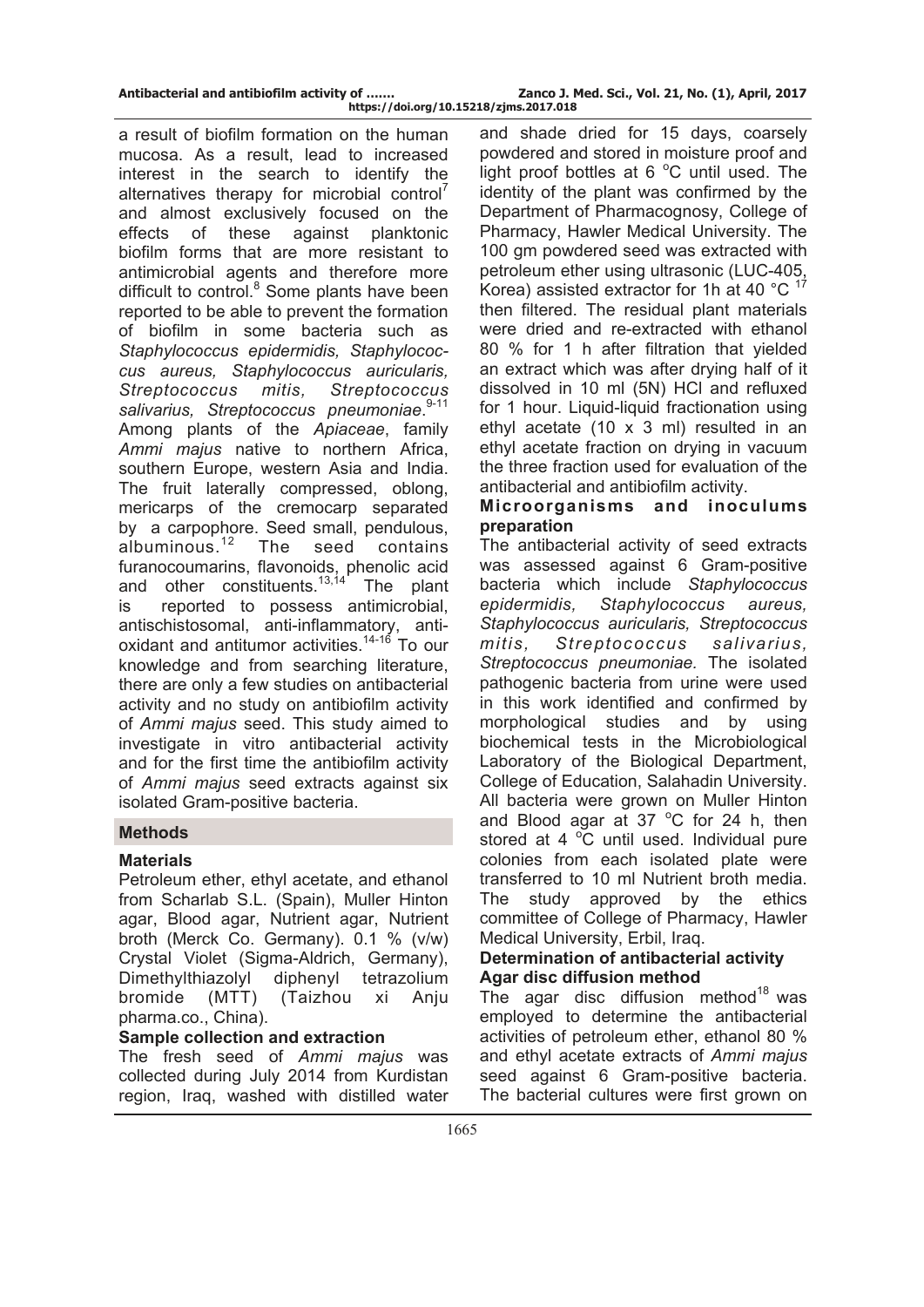a result of biofilm formation on the human mucosa. As a result, lead to increased interest in the search to identify the alternatives therapy for microbial control[7] and almost exclusively focused on the effects of these against planktonic biofilm forms that are more resistant to antimicrobial agents and therefore more difficult to control.[8] Some plants have been reported to be able to prevent the formation of biofilm in some bacteria such as *Staphylococcus epidermidis, Staphylococcus aureus, Staphylococcus auricularis, Streptococcus mitis, Streptococcus salivarius, Streptococcus pneumoniae*.[9-11] Among plants of the *Apiaceae*, family *Ammi majus* native to northern Africa, southern Europe, western Asia and India. The fruit laterally compressed, oblong, mericarps of the cremocarp separated by a carpophore. Seed small, pendulous, albuminous.[12] The seed contains furanocoumarins, flavonoids, phenolic acid and other constituents.[13,14] The plant is reported to possess antimicrobial, antischistosomal, anti-inflammatory, anti-oxidant and antitumor activities.[14-16] To our knowledge and from searching literature, there are only a few studies on antibacterial activity and no study on antibiofilm activity of *Ammi majus* seed. This study aimed to investigate in vitro antibacterial activity and for the first time the antibiofilm activity of *Ammi majus* seed extracts against six isolated Gram-positive bacteria.

## Methods

### Materials

Petroleum ether, ethyl acetate, and ethanol from Scharlab S.L. (Spain), Muller Hinton agar, Blood agar, Nutrient agar, Nutrient broth (Merck Co. Germany). 0.1 % (v/w) Crystal Violet (Sigma-Aldrich, Germany), Dimethylthiazolyl diphenyl tetrazolium bromide (MTT) (Taizhou xi Anju pharma.co., China).

### Sample collection and extraction

The fresh seed of *Ammi majus* was collected during July 2014 from Kurdistan region, Iraq, washed with distilled water and shade dried for 15 days, coarsely powdered and stored in moisture proof and light proof bottles at 6 °C until used. The identity of the plant was confirmed by the Department of Pharmacognosy, College of Pharmacy, Hawler Medical University. The 100 gm powdered seed was extracted with petroleum ether using ultrasonic (LUC-405, Korea) assisted extractor for 1h at 40 °C [17] then filtered. The residual plant materials were dried and re-extracted with ethanol 80 % for 1 h after filtration that yielded an extract which was after drying half of it dissolved in 10 ml (5N) HCl and refluxed for 1 hour. Liquid-liquid fractionation using ethyl acetate (10 x 3 ml) resulted in an ethyl acetate fraction on drying in vacuum the three fraction used for evaluation of the antibacterial and antibiofilm activity.

### Microorganisms and inoculums preparation

The antibacterial activity of seed extracts was assessed against 6 Gram-positive bacteria which include *Staphylococcus epidermidis, Staphylococcus aureus, Staphylococcus auricularis, Streptococcus mitis, Streptococcus salivarius, Streptococcus pneumoniae.* The isolated pathogenic bacteria from urine were used in this work identified and confirmed by morphological studies and by using biochemical tests in the Microbiological Laboratory of the Biological Department, College of Education, Salahadin University. All bacteria were grown on Muller Hinton and Blood agar at 37 °C for 24 h, then stored at 4 °C until used. Individual pure colonies from each isolated plate were transferred to 10 ml Nutrient broth media. The study approved by the ethics committee of College of Pharmacy, Hawler Medical University, Erbil, Iraq.

### Determination of antibacterial activity

### Agar disc diffusion method

The agar disc diffusion method[18] was employed to determine the antibacterial activities of petroleum ether, ethanol 80 % and ethyl acetate extracts of *Ammi majus* seed against 6 Gram-positive bacteria. The bacterial cultures were first grown on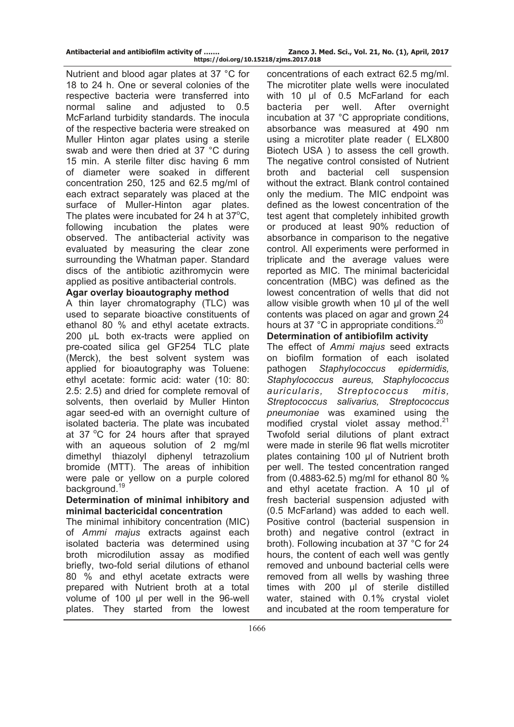Nutrient and blood agar plates at 37 °C for 18 to 24 h. One or several colonies of the respective bacteria were transferred into normal saline and adjusted to 0.5 McFarland turbidity standards. The inocula of the respective bacteria were streaked on Muller Hinton agar plates using a sterile swab and were then dried at 37 °C during 15 min. A sterile filter disc having 6 mm of diameter were soaked in different concentration 250, 125 and 62.5 mg/ml of each extract separately was placed at the surface of Muller-Hinton agar plates. The plates were incubated for 24 h at 37°C, following incubation the plates were observed. The antibacterial activity was evaluated by measuring the clear zone surrounding the Whatman paper. Standard discs of the antibiotic azithromycin were applied as positive antibacterial controls.

**Agar overlay bioautography method**

A thin layer chromatography (TLC) was used to separate bioactive constituents of ethanol 80 % and ethyl acetate extracts. 200 µL both ex-tracts were applied on pre-coated silica gel GF254 TLC plate (Merck), the best solvent system was applied for bioautography was Toluene: ethyl acetate: formic acid: water (10: 80: 2.5: 2.5) and dried for complete removal of solvents, then overlaid by Muller Hinton agar seed-ed with an overnight culture of isolated bacteria. The plate was incubated at 37 °C for 24 hours after that sprayed with an aqueous solution of 2 mg/ml dimethyl thiazolyl diphenyl tetrazolium bromide (MTT). The areas of inhibition were pale or yellow on a purple colored background.[19]

**Determination of minimal inhibitory and minimal bactericidal concentration**

The minimal inhibitory concentration (MIC) of *Ammi majus* extracts against each isolated bacteria was determined using broth microdilution assay as modified briefly, two-fold serial dilutions of ethanol 80 % and ethyl acetate extracts were prepared with Nutrient broth at a total volume of 100 µl per well in the 96-well plates. They started from the lowest concentrations of each extract 62.5 mg/ml. The microtiter plate wells were inoculated with 10 µl of 0.5 McFarland for each bacteria per well. After overnight incubation at 37 °C appropriate conditions, absorbance was measured at 490 nm using a microtiter plate reader ( ELX800 Biotech USA ) to assess the cell growth. The negative control consisted of Nutrient broth and bacterial cell suspension without the extract. Blank control contained only the medium. The MIC endpoint was defined as the lowest concentration of the test agent that completely inhibited growth or produced at least 90% reduction of absorbance in comparison to the negative control. All experiments were performed in triplicate and the average values were reported as MIC. The minimal bactericidal concentration (MBC) was defined as the lowest concentration of wells that did not allow visible growth when 10 µl of the well contents was placed on agar and grown 24 hours at 37 °C in appropriate conditions.[20]

**Determination of antibiofilm activity**

The effect of *Ammi majus* seed extracts on biofilm formation of each isolated pathogen *Staphylococcus epidermidis, Staphylococcus aureus, Staphylococcus auricularis, Streptococcus mitis, Streptococcus salivarius, Streptococcus pneumoniae* was examined using the modified crystal violet assay method.[21] Twofold serial dilutions of plant extract were made in sterile 96 flat wells microtiter plates containing 100 µl of Nutrient broth per well. The tested concentration ranged from (0.4883-62.5) mg/ml for ethanol 80 % and ethyl acetate fraction. A 10 µl of fresh bacterial suspension adjusted with (0.5 McFarland) was added to each well. Positive control (bacterial suspension in broth) and negative control (extract in broth). Following incubation at 37 °C for 24 hours, the content of each well was gently removed and unbound bacterial cells were removed from all wells by washing three times with 200 µl of sterile distilled water, stained with 0.1% crystal violet and incubated at the room temperature for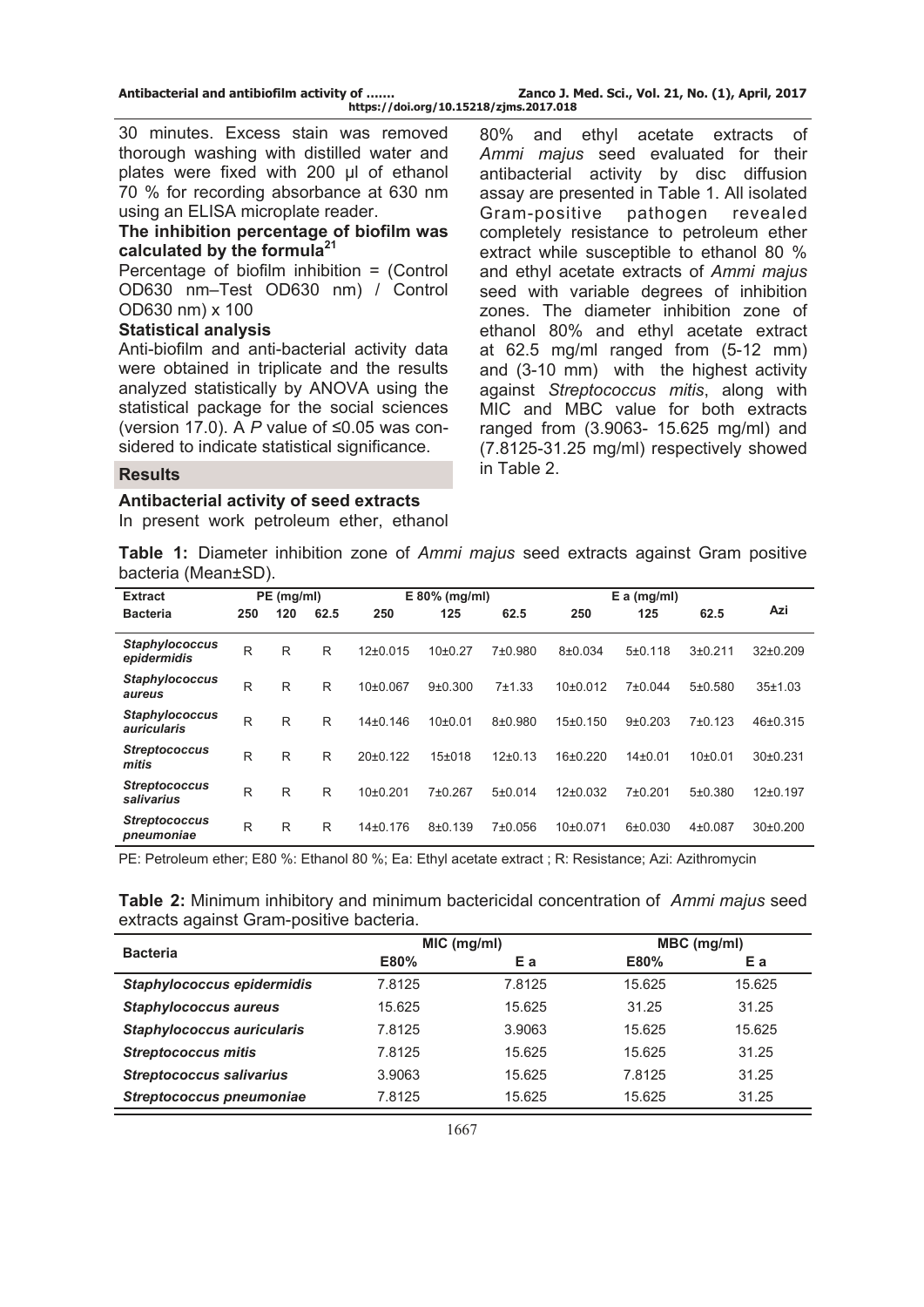30 minutes. Excess stain was removed thorough washing with distilled water and plates were fixed with 200 µl of ethanol 70 % for recording absorbance at 630 nm using an ELISA microplate reader.

**The inhibition percentage of biofilm was calculated by the formula[21]**

Percentage of biofilm inhibition = (Control OD630 nm–Test OD630 nm) / Control OD630 nm) x 100

**Statistical analysis**

Anti-biofilm and anti-bacterial activity data were obtained in triplicate and the results analyzed statistically by ANOVA using the statistical package for the social sciences (version 17.0). A *P* value of ≤0.05 was considered to indicate statistical significance.

## Results

**Antibacterial activity of seed extracts**

In present work petroleum ether, ethanol 80% and ethyl acetate extracts of *Ammi majus* seed evaluated for their antibacterial activity by disc diffusion assay are presented in Table 1. All isolated Gram-positive pathogen revealed completely resistance to petroleum ether extract while susceptible to ethanol 80 % and ethyl acetate extracts of *Ammi majus* seed with variable degrees of inhibition zones. The diameter inhibition zone of ethanol 80% and ethyl acetate extract at 62.5 mg/ml ranged from (5-12 mm) and (3-10 mm) with the highest activity against *Streptococcus mitis*, along with MIC and MBC value for both extracts ranged from (3.9063- 15.625 mg/ml) and (7.8125-31.25 mg/ml) respectively showed in Table 2.

**Table 1:** Diameter inhibition zone of *Ammi majus* seed extracts against Gram positive bacteria (Mean±SD).

| Extract | PE (mg/ml) | | | E 80% (mg/ml) | | | E a (mg/ml) | | | Azi |
|---|---|---|---|---|---|---|---|---|---|---|
| Bacteria | 250 | 120 | 62.5 | 250 | 125 | 62.5 | 250 | 125 | 62.5 | |
| ***Staphylococcus epidermidis*** | R | R | R | 12±0.015 | 10±0.27 | 7±0.980 | 8±0.034 | 5±0.118 | 3±0.211 | 32±0.209 |
| ***Staphylococcus aureus*** | R | R | R | 10±0.067 | 9±0.300 | 7±1.33 | 10±0.012 | 7±0.044 | 5±0.580 | 35±1.03 |
| ***Staphylococcus auricularis*** | R | R | R | 14±0.146 | 10±0.01 | 8±0.980 | 15±0.150 | 9±0.203 | 7±0.123 | 46±0.315 |
| ***Streptococcus mitis*** | R | R | R | 20±0.122 | 15±018 | 12±0.13 | 16±0.220 | 14±0.01 | 10±0.01 | 30±0.231 |
| ***Streptococcus salivarius*** | R | R | R | 10±0.201 | 7±0.267 | 5±0.014 | 12±0.032 | 7±0.201 | 5±0.380 | 12±0.197 |
| ***Streptococcus pneumoniae*** | R | R | R | 14±0.176 | 8±0.139 | 7±0.056 | 10±0.071 | 6±0.030 | 4±0.087 | 30±0.200 |

PE: Petroleum ether; E80 %: Ethanol 80 %; Ea: Ethyl acetate extract ; R: Resistance; Azi: Azithromycin

**Table 2:** Minimum inhibitory and minimum bactericidal concentration of *Ammi majus* seed extracts against Gram-positive bacteria.

| Bacteria | MIC (mg/ml) | | MBC (mg/ml) | |
|---|---|---|---|---|
| | E80% | E a | E80% | E a |
| ***Staphylococcus epidermidis*** | 7.8125 | 7.8125 | 15.625 | 15.625 |
| ***Staphylococcus aureus*** | 15.625 | 15.625 | 31.25 | 31.25 |
| ***Staphylococcus auricularis*** | 7.8125 | 3.9063 | 15.625 | 15.625 |
| ***Streptococcus mitis*** | 7.8125 | 15.625 | 15.625 | 31.25 |
| ***Streptococcus salivarius*** | 3.9063 | 15.625 | 7.8125 | 31.25 |
| ***Streptococcus pneumoniae*** | 7.8125 | 15.625 | 15.625 | 31.25 |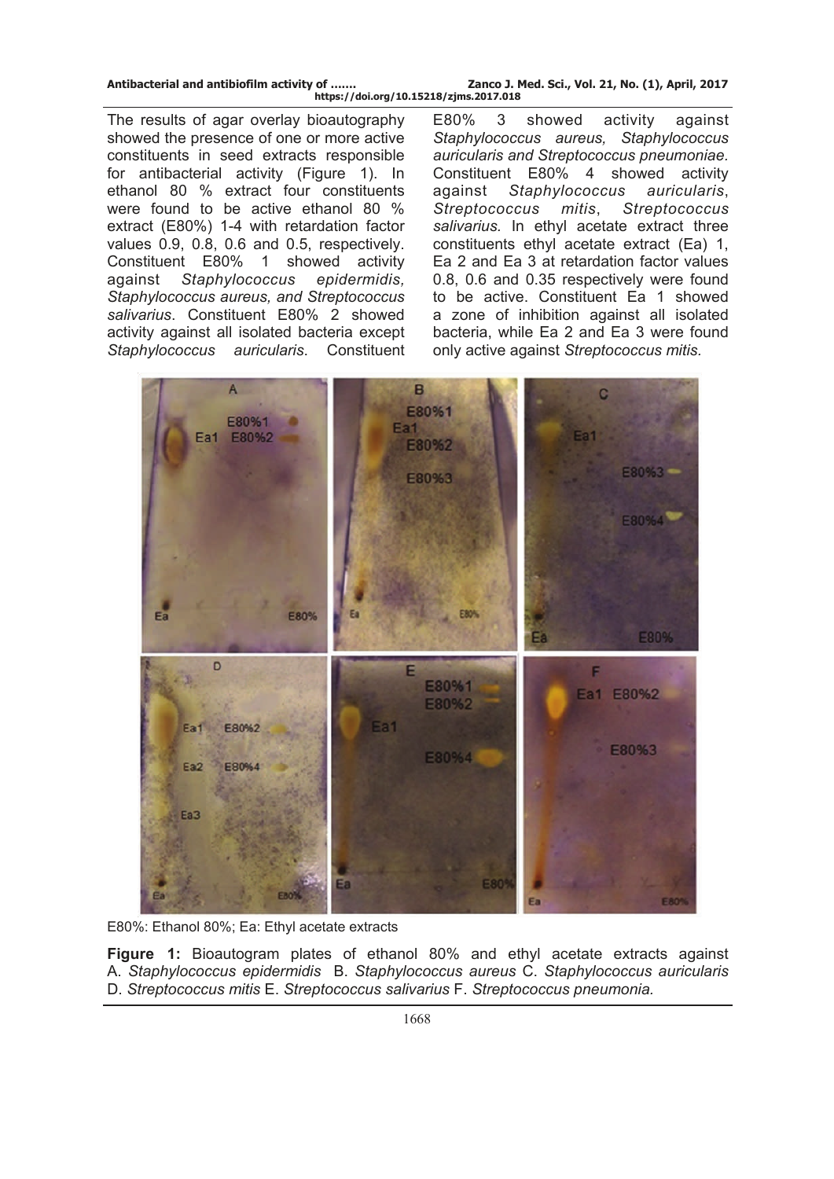The results of agar overlay bioautography showed the presence of one or more active constituents in seed extracts responsible for antibacterial activity (Figure 1). In ethanol 80 % extract four constituents were found to be active ethanol 80 % extract (E80%) 1-4 with retardation factor values 0.9, 0.8, 0.6 and 0.5, respectively. Constituent E80% 1 showed activity against *Staphylococcus epidermidis, Staphylococcus aureus, and Streptococcus salivarius*. Constituent E80% 2 showed activity against all isolated bacteria except *Staphylococcus auricularis*. Constituent E80% 3 showed activity against *Staphylococcus aureus, Staphylococcus auricularis and Streptococcus pneumoniae.* Constituent E80% 4 showed activity against *Staphylococcus auricularis*, *Streptococcus mitis*, *Streptococcus salivarius*. In ethyl acetate extract three constituents ethyl acetate extract (Ea) 1, Ea 2 and Ea 3 at retardation factor values 0.8, 0.6 and 0.35 respectively were found to be active. Constituent Ea 1 showed a zone of inhibition against all isolated bacteria, while Ea 2 and Ea 3 were found only active against *Streptococcus mitis.*

E80%: Ethanol 80%; Ea: Ethyl acetate extracts

**Figure 1:** Bioautogram plates of ethanol 80% and ethyl acetate extracts against A. *Staphylococcus epidermidis* B. *Staphylococcus aureus* C. *Staphylococcus auricularis* D. *Streptococcus mitis* E. *Streptococcus salivarius* F. *Streptococcus pneumonia.*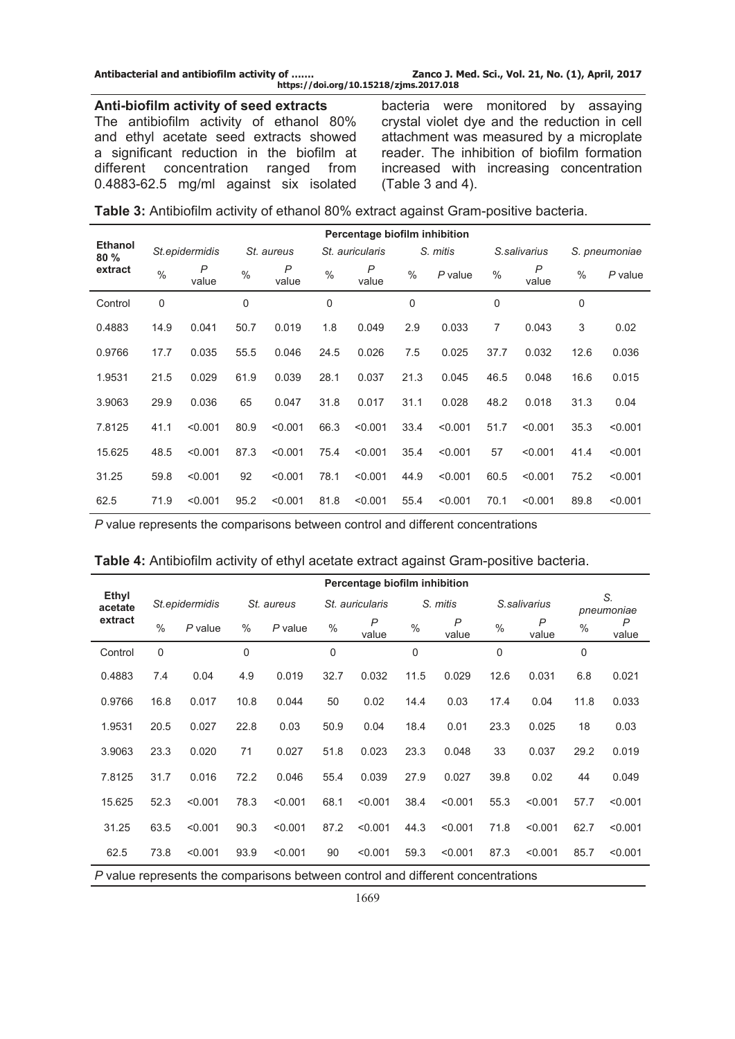**Anti-biofilm activity of seed extracts**

The antibiofilm activity of ethanol 80% and ethyl acetate seed extracts showed a significant reduction in the biofilm at different concentration ranged from 0.4883-62.5 mg/ml against six isolated bacteria were monitored by assaying crystal violet dye and the reduction in cell attachment was measured by a microplate reader. The inhibition of biofilm formation increased with increasing concentration (Table 3 and 4).

**Table 3:** Antibiofilm activity of ethanol 80% extract against Gram-positive bacteria.

| Ethanol 80 % extract | Percentage biofilm inhibition | | | | | | | | | | | |
|---|---|---|---|---|---|---|---|---|---|---|---|---|
| | *St.epidermidis* | | *St. aureus* | | *St. auricularis* | | *S. mitis* | | *S.salivarius* | | *S. pneumoniae* | |
| | % | *P* value | % | *P* value | % | *P* value | % | *P* value | % | *P* value | % | *P* value |
| Control | 0 | | 0 | | 0 | | 0 | | 0 | | 0 | |
| 0.4883 | 14.9 | 0.041 | 50.7 | 0.019 | 1.8 | 0.049 | 2.9 | 0.033 | 7 | 0.043 | 3 | 0.02 |
| 0.9766 | 17.7 | 0.035 | 55.5 | 0.046 | 24.5 | 0.026 | 7.5 | 0.025 | 37.7 | 0.032 | 12.6 | 0.036 |
| 1.9531 | 21.5 | 0.029 | 61.9 | 0.039 | 28.1 | 0.037 | 21.3 | 0.045 | 46.5 | 0.048 | 16.6 | 0.015 |
| 3.9063 | 29.9 | 0.036 | 65 | 0.047 | 31.8 | 0.017 | 31.1 | 0.028 | 48.2 | 0.018 | 31.3 | 0.04 |
| 7.8125 | 41.1 | <0.001 | 80.9 | <0.001 | 66.3 | <0.001 | 33.4 | <0.001 | 51.7 | <0.001 | 35.3 | <0.001 |
| 15.625 | 48.5 | <0.001 | 87.3 | <0.001 | 75.4 | <0.001 | 35.4 | <0.001 | 57 | <0.001 | 41.4 | <0.001 |
| 31.25 | 59.8 | <0.001 | 92 | <0.001 | 78.1 | <0.001 | 44.9 | <0.001 | 60.5 | <0.001 | 75.2 | <0.001 |
| 62.5 | 71.9 | <0.001 | 95.2 | <0.001 | 81.8 | <0.001 | 55.4 | <0.001 | 70.1 | <0.001 | 89.8 | <0.001 |

*P* value represents the comparisons between control and different concentrations

**Table 4:** Antibiofilm activity of ethyl acetate extract against Gram-positive bacteria.

| Ethyl acetate extract | Percentage biofilm inhibition | | | | | | | | | | | |
|---|---|---|---|---|---|---|---|---|---|---|---|---|
| | *St.epidermidis* | | *St. aureus* | | *St. auricularis* | | *S. mitis* | | *S.salivarius* | | *S. pneumoniae* | |
| | % | *P* value | % | *P* value | % | *P* value | % | *P* value | % | *P* value | % | *P* value |
| Control | 0 | | 0 | | 0 | | 0 | | 0 | | 0 | |
| 0.4883 | 7.4 | 0.04 | 4.9 | 0.019 | 32.7 | 0.032 | 11.5 | 0.029 | 12.6 | 0.031 | 6.8 | 0.021 |
| 0.9766 | 16.8 | 0.017 | 10.8 | 0.044 | 50 | 0.02 | 14.4 | 0.03 | 17.4 | 0.04 | 11.8 | 0.033 |
| 1.9531 | 20.5 | 0.027 | 22.8 | 0.03 | 50.9 | 0.04 | 18.4 | 0.01 | 23.3 | 0.025 | 18 | 0.03 |
| 3.9063 | 23.3 | 0.020 | 71 | 0.027 | 51.8 | 0.023 | 23.3 | 0.048 | 33 | 0.037 | 29.2 | 0.019 |
| 7.8125 | 31.7 | 0.016 | 72.2 | 0.046 | 55.4 | 0.039 | 27.9 | 0.027 | 39.8 | 0.02 | 44 | 0.049 |
| 15.625 | 52.3 | <0.001 | 78.3 | <0.001 | 68.1 | <0.001 | 38.4 | <0.001 | 55.3 | <0.001 | 57.7 | <0.001 |
| 31.25 | 63.5 | <0.001 | 90.3 | <0.001 | 87.2 | <0.001 | 44.3 | <0.001 | 71.8 | <0.001 | 62.7 | <0.001 |
| 62.5 | 73.8 | <0.001 | 93.9 | <0.001 | 90 | <0.001 | 59.3 | <0.001 | 87.3 | <0.001 | 85.7 | <0.001 |

*P* value represents the comparisons between control and different concentrations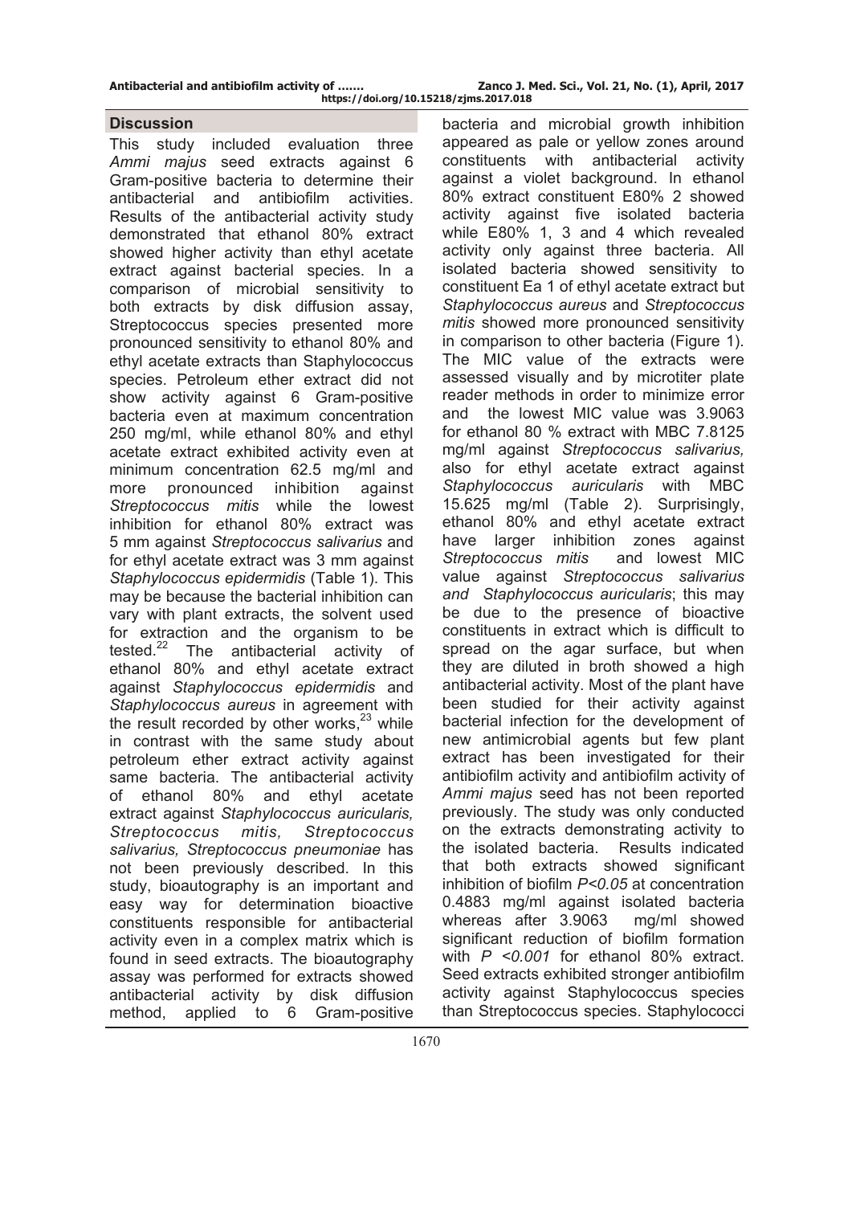## Discussion

This study included evaluation three *Ammi majus* seed extracts against 6 Gram-positive bacteria to determine their antibacterial and antibiofilm activities. Results of the antibacterial activity study demonstrated that ethanol 80% extract showed higher activity than ethyl acetate extract against bacterial species. In a comparison of microbial sensitivity to both extracts by disk diffusion assay, Streptococcus species presented more pronounced sensitivity to ethanol 80% and ethyl acetate extracts than Staphylococcus species. Petroleum ether extract did not show activity against 6 Gram-positive bacteria even at maximum concentration 250 mg/ml, while ethanol 80% and ethyl acetate extract exhibited activity even at minimum concentration 62.5 mg/ml and more pronounced inhibition against *Streptococcus mitis* while the lowest inhibition for ethanol 80% extract was 5 mm against *Streptococcus salivarius* and for ethyl acetate extract was 3 mm against *Staphylococcus epidermidis* (Table 1). This may be because the bacterial inhibition can vary with plant extracts, the solvent used for extraction and the organism to be tested.[22] The antibacterial activity of ethanol 80% and ethyl acetate extract against *Staphylococcus epidermidis* and *Staphylococcus aureus* in agreement with the result recorded by other works,[23] while in contrast with the same study about petroleum ether extract activity against same bacteria. The antibacterial activity of ethanol 80% and ethyl acetate extract against *Staphylococcus auricularis, Streptococcus mitis, Streptococcus salivarius, Streptococcus pneumoniae* has not been previously described. In this study, bioautography is an important and easy way for determination bioactive constituents responsible for antibacterial activity even in a complex matrix which is found in seed extracts. The bioautography assay was performed for extracts showed antibacterial activity by disk diffusion method, applied to 6 Gram-positive bacteria and microbial growth inhibition appeared as pale or yellow zones around constituents with antibacterial activity against a violet background. In ethanol 80% extract constituent E80% 2 showed activity against five isolated bacteria while E80% 1, 3 and 4 which revealed activity only against three bacteria. All isolated bacteria showed sensitivity to constituent Ea 1 of ethyl acetate extract but *Staphylococcus aureus* and *Streptococcus mitis* showed more pronounced sensitivity in comparison to other bacteria (Figure 1). The MIC value of the extracts were assessed visually and by microtiter plate reader methods in order to minimize error and the lowest MIC value was 3.9063 for ethanol 80 % extract with MBC 7.8125 mg/ml against *Streptococcus salivarius,* also for ethyl acetate extract against *Staphylococcus auricularis* with MBC 15.625 mg/ml (Table 2). Surprisingly, ethanol 80% and ethyl acetate extract have larger inhibition zones against *Streptococcus mitis* and lowest MIC value against *Streptococcus salivarius and Staphylococcus auricularis*; this may be due to the presence of bioactive constituents in extract which is difficult to spread on the agar surface, but when they are diluted in broth showed a high antibacterial activity. Most of the plant have been studied for their activity against bacterial infection for the development of new antimicrobial agents but few plant extract has been investigated for their antibiofilm activity and antibiofilm activity of *Ammi majus* seed has not been reported previously. The study was only conducted on the extracts demonstrating activity to the isolated bacteria. Results indicated that both extracts showed significant inhibition of biofilm $P<0.05$ at concentration 0.4883 mg/ml against isolated bacteria whereas after 3.9063 mg/ml showed significant reduction of biofilm formation with $P<0.001$ for ethanol 80% extract. Seed extracts exhibited stronger antibiofilm activity against Staphylococcus species than Streptococcus species. Staphylococci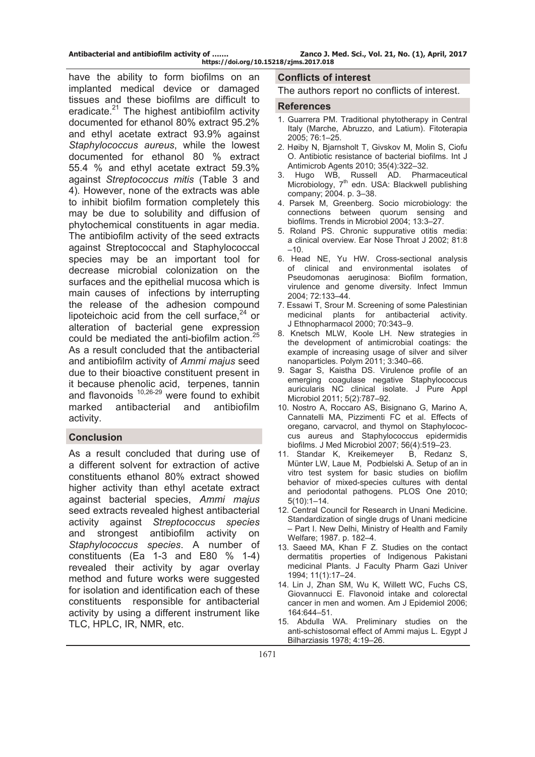have the ability to form biofilms on an implanted medical device or damaged tissues and these biofilms are difficult to eradicate.[21] The highest antibiofilm activity documented for ethanol 80% extract 95.2% and ethyl acetate extract 93.9% against *Staphylococcus aureus*, while the lowest documented for ethanol 80 % extract 55.4 % and ethyl acetate extract 59.3% against *Streptococcus mitis* (Table 3 and 4). However, none of the extracts was able to inhibit biofilm formation completely this may be due to solubility and diffusion of phytochemical constituents in agar media. The antibiofilm activity of the seed extracts against Streptococcal and Staphylococcal species may be an important tool for decrease microbial colonization on the surfaces and the epithelial mucosa which is main causes of infections by interrupting the release of the adhesion compound lipoteichoic acid from the cell surface,[24] or alteration of bacterial gene expression could be mediated the anti-biofilm action.[25] As a result concluded that the antibacterial and antibiofilm activity of *Ammi majus* seed due to their bioactive constituent present in it because phenolic acid, terpenes, tannin and flavonoids [10,26-29] were found to exhibit marked antibacterial and antibiofilm activity.

## Conclusion

As a result concluded that during use of a different solvent for extraction of active constituents ethanol 80% extract showed higher activity than ethyl acetate extract against bacterial species, *Ammi majus* seed extracts revealed highest antibacterial activity against *Streptococcus species* and strongest antibiofilm activity on *Staphylococcus species*. A number of constituents (Ea 1-3 and E80 % 1-4) revealed their activity by agar overlay method and future works were suggested for isolation and identification each of these constituents responsible for antibacterial activity by using a different instrument like TLC, HPLC, IR, NMR, etc.

## Conflicts of interest

The authors report no conflicts of interest.

## References

1. Guarrera PM. Traditional phytotherapy in Central Italy (Marche, Abruzzo, and Latium). Fitoterapia 2005; 76:1–25.
2. Høiby N, Bjarnsholt T, Givskov M, Molin S, Ciofu O. Antibiotic resistance of bacterial biofilms. Int J Antimicrob Agents 2010; 35(4):322–32.
3. Hugo WB, Russell AD. Pharmaceutical Microbiology, 7th edn. USA: Blackwell publishing company; 2004. p. 3–38.
4. Parsek M, Greenberg. Socio microbiology: the connections between quorum sensing and biofilms. Trends in Microbiol 2004; 13:3–27.
5. Roland PS. Chronic suppurative otitis media: a clinical overview. Ear Nose Throat J 2002; 81:8–10.
6. Head NE, Yu HW. Cross-sectional analysis of clinical and environmental isolates of Pseudomonas aeruginosa: Biofilm formation, virulence and genome diversity. Infect Immun 2004; 72:133–44.
7. Essawi T, Srour M. Screening of some Palestinian medicinal plants for antibacterial activity. J Ethnopharmacol 2000; 70:343–9.
8. Knetsch MLW, Koole LH. New strategies in the development of antimicrobial coatings: the example of increasing usage of silver and silver nanoparticles. Polym 2011; 3:340–66.
9. Sagar S, Kaistha DS. Virulence profile of an emerging coagulase negative Staphylococcus auricularis NC clinical isolate. J Pure Appl Microbiol 2011; 5(2):787–92.
10. Nostro A, Roccaro AS, Bisignano G, Marino A, Cannatelli MA, Pizzimenti FC et al. Effects of oregano, carvacrol, and thymol on Staphylococcus aureus and Staphylococcus epidermidis biofilms. J Med Microbiol 2007; 56(4):519–23.
11. Standar K, Kreikemeyer B, Redanz S, Münter LW, Laue M, Podbielski A. Setup of an in vitro test system for basic studies on biofilm behavior of mixed-species cultures with dental and periodontal pathogens. PLOS One 2010; 5(10):1–14.
12. Central Council for Research in Unani Medicine. Standardization of single drugs of Unani medicine – Part I. New Delhi, Ministry of Health and Family Welfare; 1987. p. 182–4.
13. Saeed MA, Khan F Z. Studies on the contact dermatitis properties of Indigenous Pakistani medicinal Plants. J Faculty Pharm Gazi Univer 1994; 11(1):17–24.
14. Lin J, Zhan SM, Wu K, Willett WC, Fuchs CS, Giovannucci E. Flavonoid intake and colorectal cancer in men and women. Am J Epidemiol 2006; 164:644–51.
15. Abdulla WA. Preliminary studies on the anti-schistosomal effect of Ammi majus L. Egypt J Bilharziasis 1978; 4:19–26.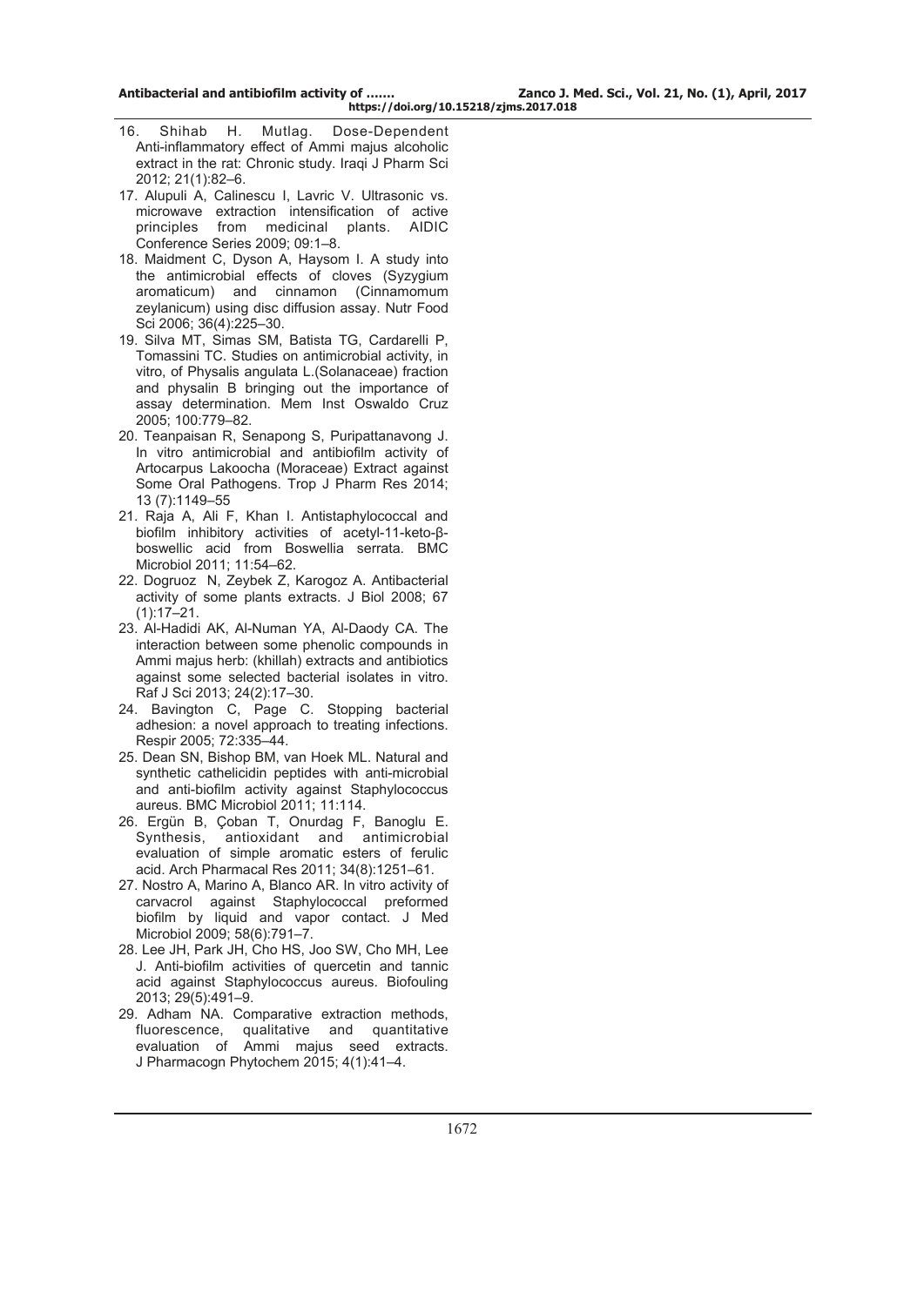16. Shihab H. Mutlag. Dose-Dependent Anti-inflammatory effect of Ammi majus alcoholic extract in the rat: Chronic study. Iraqi J Pharm Sci 2012; 21(1):82–6.
17. Alupuli A, Calinescu I, Lavric V. Ultrasonic vs. microwave extraction intensification of active principles from medicinal plants. AIDIC Conference Series 2009; 09:1–8.
18. Maidment C, Dyson A, Haysom I. A study into the antimicrobial effects of cloves (Syzygium aromaticum) and cinnamon (Cinnamomum zeylanicum) using disc diffusion assay. Nutr Food Sci 2006; 36(4):225–30.
19. Silva MT, Simas SM, Batista TG, Cardarelli P, Tomassini TC. Studies on antimicrobial activity, in vitro, of Physalis angulata L.(Solanaceae) fraction and physalin B bringing out the importance of assay determination. Mem Inst Oswaldo Cruz 2005; 100:779–82.
20. Teanpaisan R, Senapong S, Puripattanavong J. In vitro antimicrobial and antibiofilm activity of Artocarpus Lakoocha (Moraceae) Extract against Some Oral Pathogens. Trop J Pharm Res 2014; 13 (7):1149–55
21. Raja A, Ali F, Khan I. Antistaphylococcal and biofilm inhibitory activities of acetyl-11-keto-β-boswellic acid from Boswellia serrata. BMC Microbiol 2011; 11:54–62.
22. Dogruoz N, Zeybek Z, Karogoz A. Antibacterial activity of some plants extracts. J Biol 2008; 67 (1):17–21.
23. Al-Hadidi AK, Al-Numan YA, Al-Daody CA. The interaction between some phenolic compounds in Ammi majus herb: (khillah) extracts and antibiotics against some selected bacterial isolates in vitro. Raf J Sci 2013; 24(2):17–30.
24. Bavington C, Page C. Stopping bacterial adhesion: a novel approach to treating infections. Respir 2005; 72:335–44.
25. Dean SN, Bishop BM, van Hoek ML. Natural and synthetic cathelicidin peptides with anti-microbial and anti-biofilm activity against Staphylococcus aureus. BMC Microbiol 2011; 11:114.
26. Ergün B, Çoban T, Onurdag F, Banoglu E. Synthesis, antioxidant and antimicrobial evaluation of simple aromatic esters of ferulic acid. Arch Pharmacal Res 2011; 34(8):1251–61.
27. Nostro A, Marino A, Blanco AR. In vitro activity of carvacrol against Staphylococcal preformed biofilm by liquid and vapor contact. J Med Microbiol 2009; 58(6):791–7.
28. Lee JH, Park JH, Cho HS, Joo SW, Cho MH, Lee J. Anti-biofilm activities of quercetin and tannic acid against Staphylococcus aureus. Biofouling 2013; 29(5):491–9.
29. Adham NA. Comparative extraction methods, fluorescence, qualitative and quantitative evaluation of Ammi majus seed extracts. J Pharmacogn Phytochem 2015; 4(1):41–4.